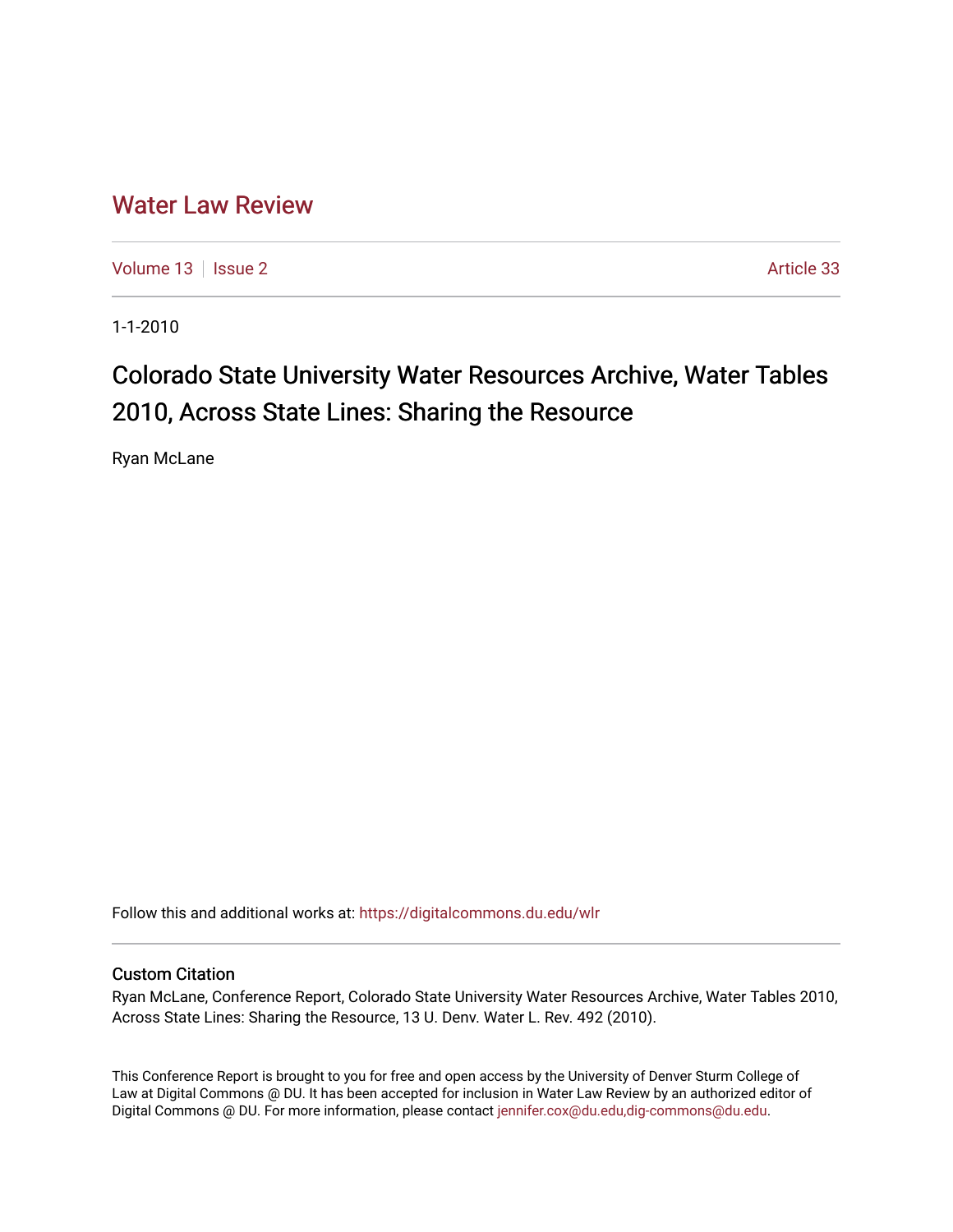# Water Law Review

Volume 13 | Issue 2 | Article 33

1-1-2010

## Colorado State University Water Resources Archive, Water Tables 2010, Across State Lines: Sharing the Resource

Ryan McLane

Follow this and additional works at: https://digitalcommons.du.edu/wlr

### Custom Citation

Ryan McLane, Conference Report, Colorado State University Water Resources Archive, Water Tables 2010, Across State Lines: Sharing the Resource, 13 U. Denv. Water L. Rev. 492 (2010).

This Conference Report is brought to you for free and open access by the University of Denver Sturm College of Law at Digital Commons @ DU. It has been accepted for inclusion in Water Law Review by an authorized editor of Digital Commons @ DU. For more information, please contact jennifer.cox@du.edu,dig-commons@du.edu.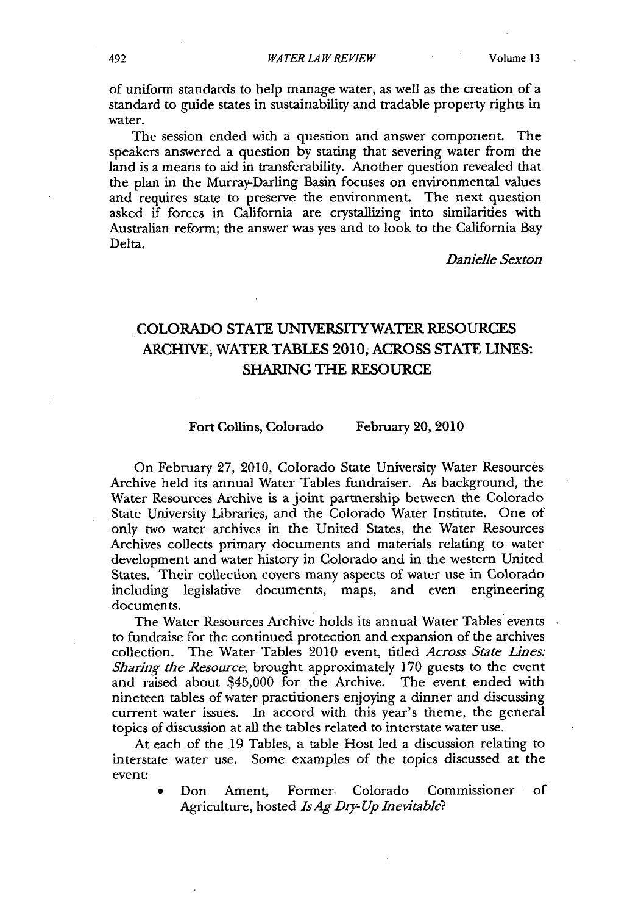of uniform standards to help manage water, as well as the creation of a standard to guide states in sustainability and tradable property rights in water.

The session ended with a question and answer component. The speakers answered a question by stating that severing water from the land is a means to aid in transferability. Another question revealed that the plan in the Murray-Darling Basin focuses on environmental values and requires state to preserve the environment. The next question asked if forces in California are crystallizing into similarities with Australian reform; the answer was yes and to look to the California Bay Delta.

*Danielle Sexton*

## COLORADO STATE UNIVERSITY WATER RESOURCES ARCHIVE, WATER TABLES 2010, ACROSS STATE LINES: SHARING THE RESOURCE

**Fort Collins, Colorado February 20, 2010**

On February 27, 2010, Colorado State University Water Resources Archive held its annual Water Tables fundraiser. As background, the Water Resources Archive is a joint partnership between the Colorado State University Libraries, and the Colorado Water Institute. One of only two water archives in the United States, the Water Resources Archives collects primary documents and materials relating to water development and water history in Colorado and in the western United States. Their collection covers many aspects of water use in Colorado including legislative documents, maps, and even engineering documents.

The Water Resources Archive holds its annual Water Tables events to fundraise for the continued protection and expansion of the archives collection. The Water Tables 2010 event, titled *Across State Lines: Sharing the Resource*, brought approximately 170 guests to the event and raised about $45,000 for the Archive. The event ended with nineteen tables of water practitioners enjoying a dinner and discussing current water issues. In accord with this year's theme, the general topics of discussion at all the tables related to interstate water use.

At each of the 19 Tables, a table Host led a discussion relating to interstate water use. Some examples of the topics discussed at the event:

- Don Ament, Former Colorado Commissioner of Agriculture, hosted *Is Ag Dry-Up Inevitable?*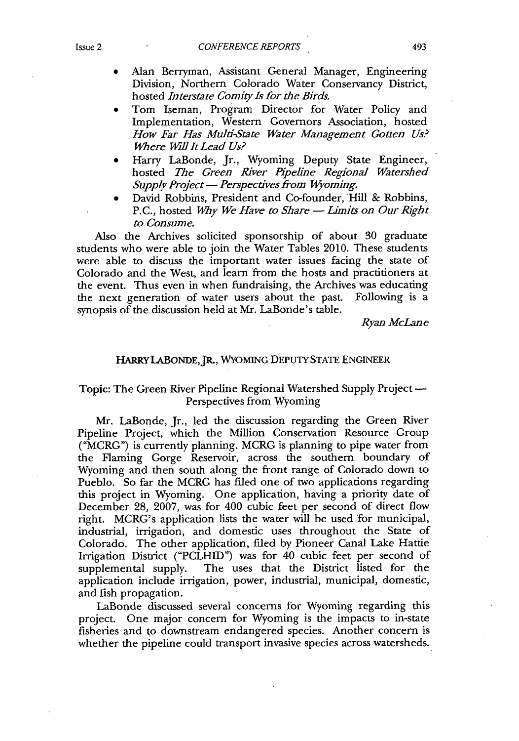- Alan Berryman, Assistant General Manager, Engineering Division, Northern Colorado Water Conservancy District, hosted *Interstate Comity Is for the Birds.*
- Tom Iseman, Program Director for Water Policy and Implementation, Western Governors Association, hosted *How Far Has Multi-State Water Management Gotten Us? Where Will It Lead Us?*
- Harry LaBonde, Jr., Wyoming Deputy State Engineer, hosted *The Green River Pipeline Regional Watershed Supply Project — Perspectives from Wyoming.*
- David Robbins, President and Co-founder, Hill & Robbins, P.C., hosted *Why We Have to Share — Limits on Our Right to Consume.*

Also the Archives solicited sponsorship of about 30 graduate students who were able to join the Water Tables 2010. These students were able to discuss the important water issues facing the state of Colorado and the West, and learn from the hosts and practitioners at the event. Thus even in when fundraising, the Archives was educating the next generation of water users about the past. Following is a synopsis of the discussion held at Mr. LaBonde's table.

*Ryan McLane*

## HARRY LABONDE, JR., WYOMING DEPUTY STATE ENGINEER

### Topic: The Green River Pipeline Regional Watershed Supply Project — Perspectives from Wyoming

Mr. LaBonde, Jr., led the discussion regarding the Green River Pipeline Project, which the Million Conservation Resource Group ("MCRG") is currently planning. MCRG is planning to pipe water from the Flaming Gorge Reservoir, across the southern boundary of Wyoming and then south along the front range of Colorado down to Pueblo. So far the MCRG has filed one of two applications regarding this project in Wyoming. One application, having a priority date of December 28, 2007, was for 400 cubic feet per second of direct flow right. MCRG's application lists the water will be used for municipal, industrial, irrigation, and domestic uses throughout the State of Colorado. The other application, filed by Pioneer Canal Lake Hattie Irrigation District ("PCLHID") was for 40 cubic feet per second of supplemental supply. The uses that the District listed for the application include irrigation, power, industrial, municipal, domestic, and fish propagation.

LaBonde discussed several concerns for Wyoming regarding this project. One major concern for Wyoming is the impacts to in-state fisheries and to downstream endangered species. Another concern is whether the pipeline could transport invasive species across watersheds.